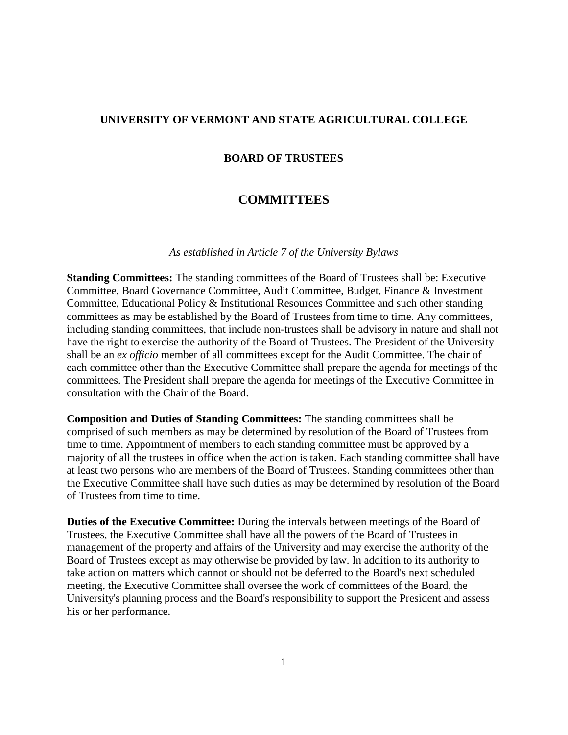**UNIVERSITY OF VERMONT AND STATE AGRICULTURAL COLLEGE**

**BOARD OF TRUSTEES**

# COMMITTEES

*As established in Article 7 of the University Bylaws*

**Standing Committees:** The standing committees of the Board of Trustees shall be: Executive Committee, Board Governance Committee, Audit Committee, Budget, Finance & Investment Committee, Educational Policy & Institutional Resources Committee and such other standing committees as may be established by the Board of Trustees from time to time. Any committees, including standing committees, that include non-trustees shall be advisory in nature and shall not have the right to exercise the authority of the Board of Trustees. The President of the University shall be an *ex officio* member of all committees except for the Audit Committee. The chair of each committee other than the Executive Committee shall prepare the agenda for meetings of the committees. The President shall prepare the agenda for meetings of the Executive Committee in consultation with the Chair of the Board.

**Composition and Duties of Standing Committees:** The standing committees shall be comprised of such members as may be determined by resolution of the Board of Trustees from time to time. Appointment of members to each standing committee must be approved by a majority of all the trustees in office when the action is taken. Each standing committee shall have at least two persons who are members of the Board of Trustees. Standing committees other than the Executive Committee shall have such duties as may be determined by resolution of the Board of Trustees from time to time.

**Duties of the Executive Committee:** During the intervals between meetings of the Board of Trustees, the Executive Committee shall have all the powers of the Board of Trustees in management of the property and affairs of the University and may exercise the authority of the Board of Trustees except as may otherwise be provided by law. In addition to its authority to take action on matters which cannot or should not be deferred to the Board's next scheduled meeting, the Executive Committee shall oversee the work of committees of the Board, the University's planning process and the Board's responsibility to support the President and assess his or her performance.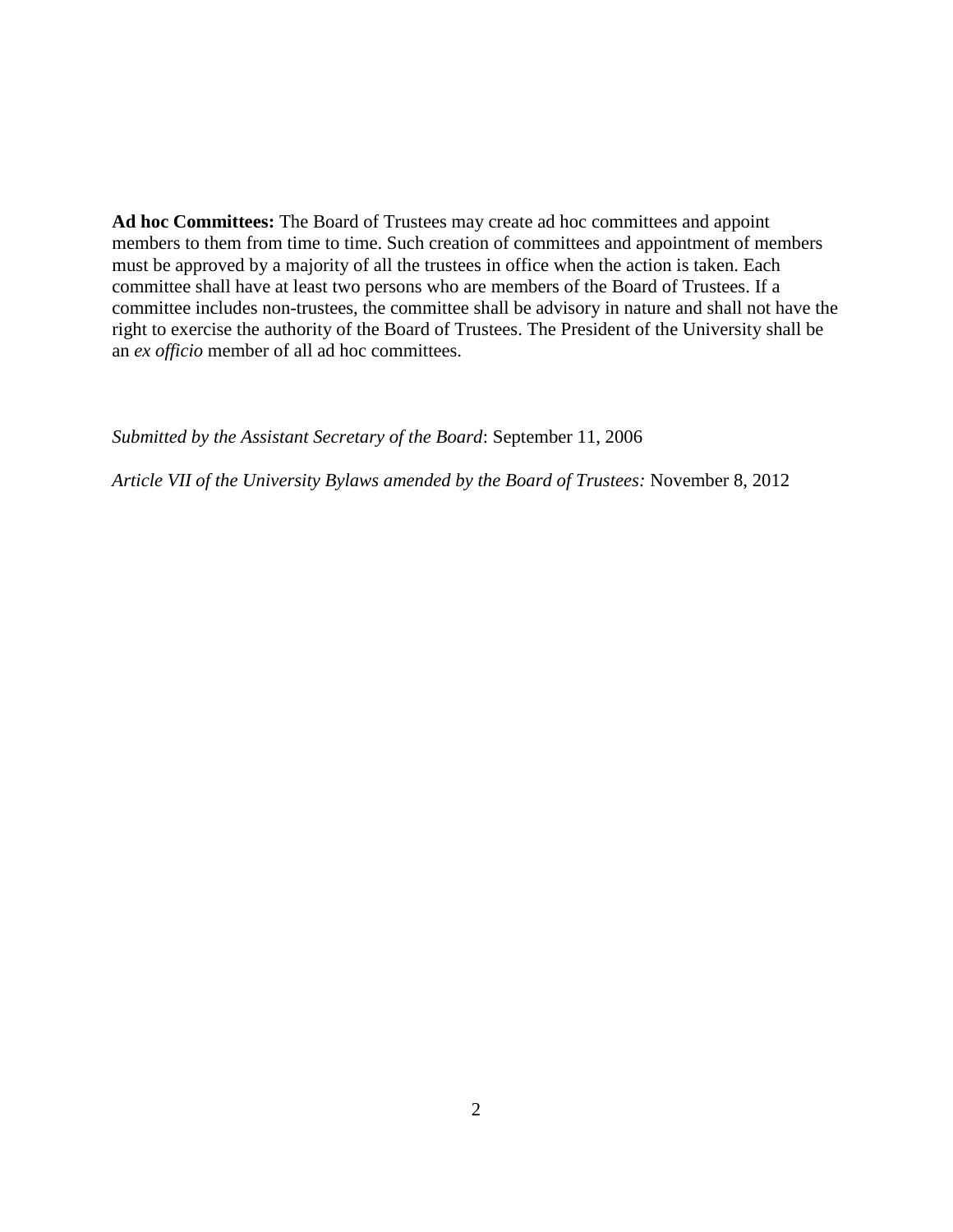**Ad hoc Committees:** The Board of Trustees may create ad hoc committees and appoint members to them from time to time. Such creation of committees and appointment of members must be approved by a majority of all the trustees in office when the action is taken. Each committee shall have at least two persons who are members of the Board of Trustees. If a committee includes non-trustees, the committee shall be advisory in nature and shall not have the right to exercise the authority of the Board of Trustees. The President of the University shall be an *ex officio* member of all ad hoc committees.

*Submitted by the Assistant Secretary of the Board*: September 11, 2006

*Article VII of the University Bylaws amended by the Board of Trustees:* November 8, 2012